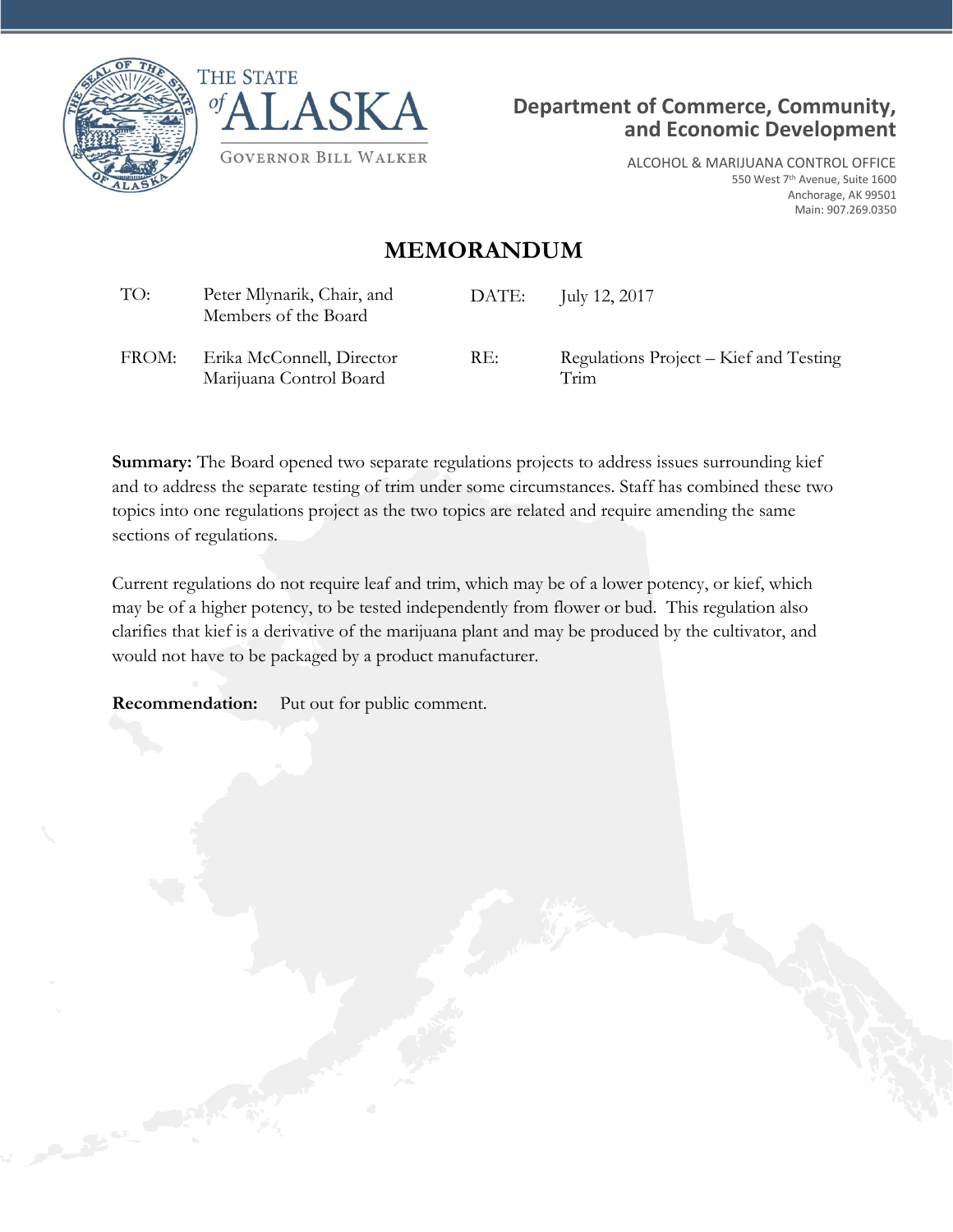THE STATE *of* ALASKA

GOVERNOR BILL WALKER

**Department of Commerce, Community, and Economic Development**

ALCOHOL & MARIJUANA CONTROL OFFICE
550 West 7th Avenue, Suite 1600
Anchorage, AK 99501
Main: 907.269.0350

# MEMORANDUM

| | | | |
|---|---|---|---|
| TO: | Peter Mlynarik, Chair, and Members of the Board | DATE: | July 12, 2017 |
| FROM: | Erika McConnell, Director Marijuana Control Board | RE: | Regulations Project – Kief and Testing Trim |

**Summary:** The Board opened two separate regulations projects to address issues surrounding kief and to address the separate testing of trim under some circumstances. Staff has combined these two topics into one regulations project as the two topics are related and require amending the same sections of regulations.

Current regulations do not require leaf and trim, which may be of a lower potency, or kief, which may be of a higher potency, to be tested independently from flower or bud. This regulation also clarifies that kief is a derivative of the marijuana plant and may be produced by the cultivator, and would not have to be packaged by a product manufacturer.

**Recommendation:** Put out for public comment.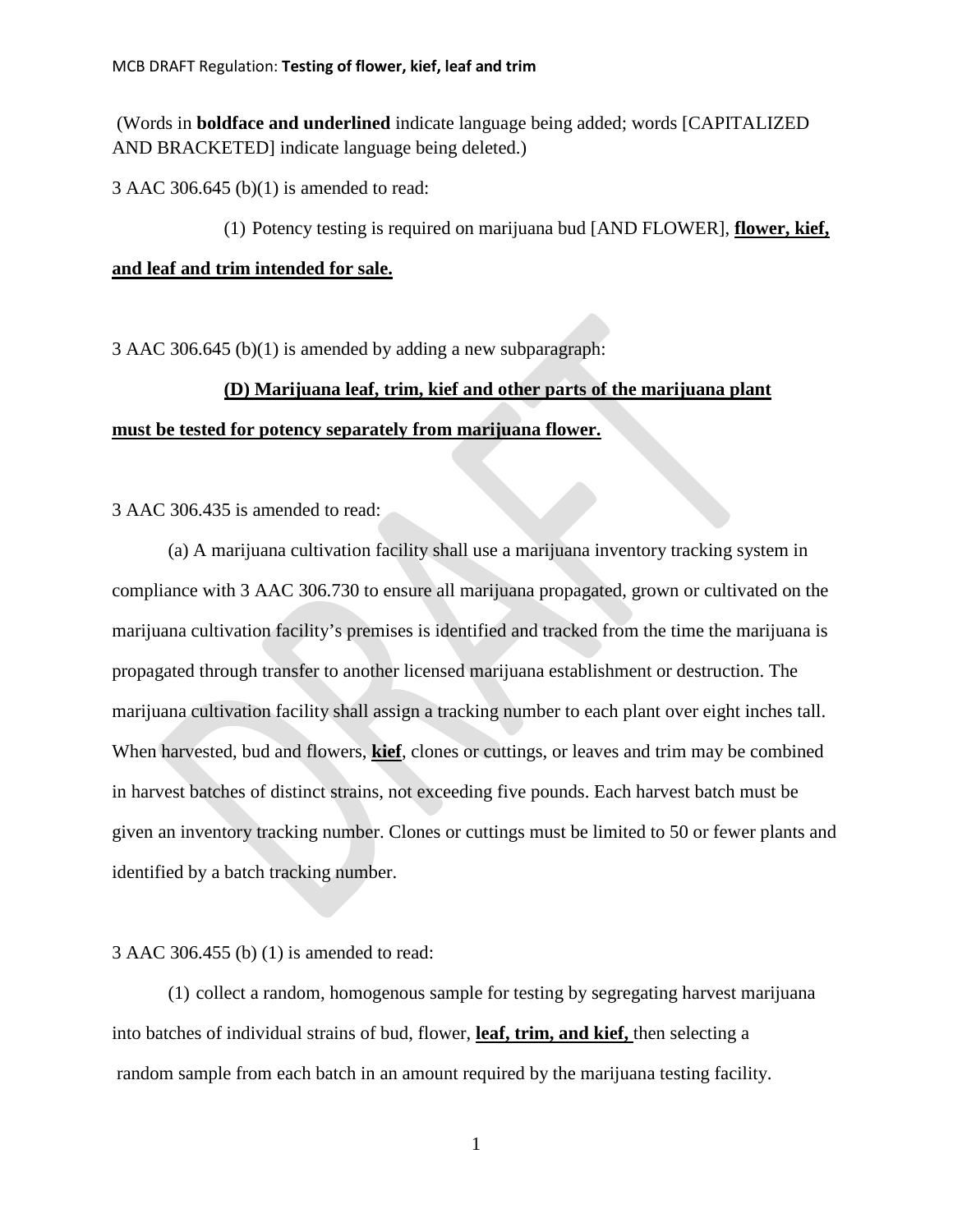(Words in **boldface and underlined** indicate language being added; words [CAPITALIZED AND BRACKETED] indicate language being deleted.)

3 AAC 306.645 (b)(1) is amended to read:

(1) Potency testing is required on marijuana bud [AND FLOWER], **flower, kief, and leaf and trim intended for sale.**

3 AAC 306.645 (b)(1) is amended by adding a new subparagraph:

**(D) Marijuana leaf, trim, kief and other parts of the marijuana plant must be tested for potency separately from marijuana flower.**

3 AAC 306.435 is amended to read:

(a) A marijuana cultivation facility shall use a marijuana inventory tracking system in compliance with 3 AAC 306.730 to ensure all marijuana propagated, grown or cultivated on the marijuana cultivation facility's premises is identified and tracked from the time the marijuana is propagated through transfer to another licensed marijuana establishment or destruction. The marijuana cultivation facility shall assign a tracking number to each plant over eight inches tall. When harvested, bud and flowers, **kief**, clones or cuttings, or leaves and trim may be combined in harvest batches of distinct strains, not exceeding five pounds. Each harvest batch must be given an inventory tracking number. Clones or cuttings must be limited to 50 or fewer plants and identified by a batch tracking number.

3 AAC 306.455 (b) (1) is amended to read:

(1) collect a random, homogenous sample for testing by segregating harvest marijuana into batches of individual strains of bud, flower, **leaf, trim, and kief,** then selecting a random sample from each batch in an amount required by the marijuana testing facility.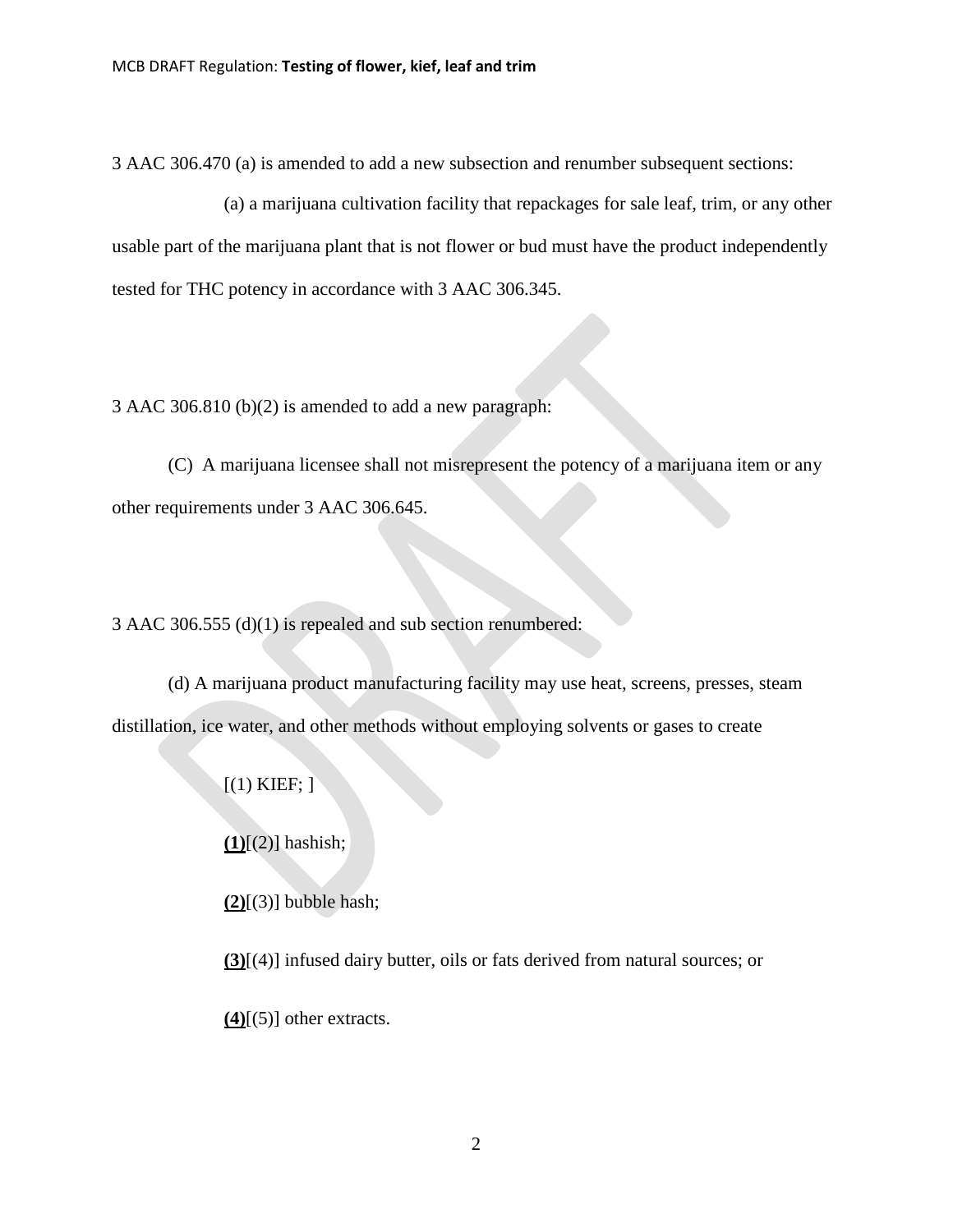3 AAC 306.470 (a) is amended to add a new subsection and renumber subsequent sections:

(a) a marijuana cultivation facility that repackages for sale leaf, trim, or any other usable part of the marijuana plant that is not flower or bud must have the product independently tested for THC potency in accordance with 3 AAC 306.345.

3 AAC 306.810 (b)(2) is amended to add a new paragraph:

(C) A marijuana licensee shall not misrepresent the potency of a marijuana item or any other requirements under 3 AAC 306.645.

3 AAC 306.555 (d)(1) is repealed and sub section renumbered:

(d) A marijuana product manufacturing facility may use heat, screens, presses, steam distillation, ice water, and other methods without employing solvents or gases to create

[(1) KIEF; ]

**(1)**[(2)] hashish;

**(2)**[(3)] bubble hash;

**(3)**[(4)] infused dairy butter, oils or fats derived from natural sources; or

**(4)**[(5)] other extracts.